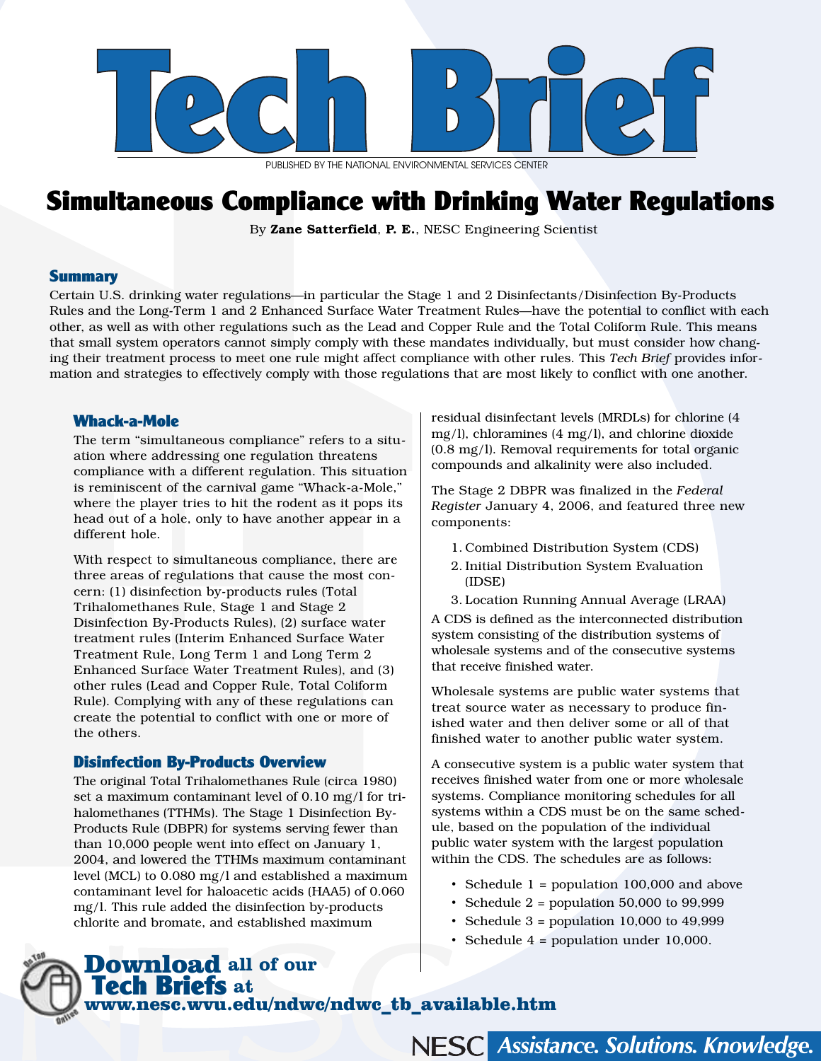# Tech Brief

PUBLISHED BY THE NATIONAL ENVIRONMENTAL SERVICES CENTER

# Simultaneous Compliance with Drinking Water Regulations

By **Zane Satterfield**, **P. E.**, NESC Engineering Scientist

## Summary

Certain U.S. drinking water regulations—in particular the Stage 1 and 2 Disinfectants/Disinfection By-Products Rules and the Long-Term 1 and 2 Enhanced Surface Water Treatment Rules—have the potential to conflict with each other, as well as with other regulations such as the Lead and Copper Rule and the Total Coliform Rule. This means that small system operators cannot simply comply with these mandates individually, but must consider how changing their treatment process to meet one rule might affect compliance with other rules. This *Tech Brief* provides information and strategies to effectively comply with those regulations that are most likely to conflict with one another.

### Whack-a-Mole

The term "simultaneous compliance" refers to a situation where addressing one regulation threatens compliance with a different regulation. This situation is reminiscent of the carnival game "Whack-a-Mole," where the player tries to hit the rodent as it pops its head out of a hole, only to have another appear in a different hole.

With respect to simultaneous compliance, there are three areas of regulations that cause the most concern: (1) disinfection by-products rules (Total Trihalomethanes Rule, Stage 1 and Stage 2 Disinfection By-Products Rules), (2) surface water treatment rules (Interim Enhanced Surface Water Treatment Rule, Long Term 1 and Long Term 2 Enhanced Surface Water Treatment Rules), and (3) other rules (Lead and Copper Rule, Total Coliform Rule). Complying with any of these regulations can create the potential to conflict with one or more of the others.

### Disinfection By-Products Overview

The original Total Trihalomethanes Rule (circa 1980) set a maximum contaminant level of 0.10 mg/l for trihalomethanes (TTHMs). The Stage 1 Disinfection By-Products Rule (DBPR) for systems serving fewer than than 10,000 people went into effect on January 1, 2004, and lowered the TTHMs maximum contaminant level (MCL) to 0.080 mg/l and established a maximum contaminant level for haloacetic acids (HAA5) of 0.060 mg/l. This rule added the disinfection by-products chlorite and bromate, and established maximum residual disinfectant levels (MRDLs) for chlorine (4 mg/l), chloramines (4 mg/l), and chlorine dioxide (0.8 mg/l). Removal requirements for total organic compounds and alkalinity were also included.

The Stage 2 DBPR was finalized in the *Federal Register* January 4, 2006, and featured three new components:

1. Combined Distribution System (CDS)
2. Initial Distribution System Evaluation (IDSE)
3. Location Running Annual Average (LRAA)

A CDS is defined as the interconnected distribution system consisting of the distribution systems of wholesale systems and of the consecutive systems that receive finished water.

Wholesale systems are public water systems that treat source water as necessary to produce finished water and then deliver some or all of that finished water to another public water system.

A consecutive system is a public water system that receives finished water from one or more wholesale systems. Compliance monitoring schedules for all systems within a CDS must be on the same schedule, based on the population of the individual public water system with the largest population within the CDS. The schedules are as follows:

- Schedule 1 = population 100,000 and above
- Schedule 2 = population 50,000 to 99,999
- Schedule 3 = population 10,000 to 49,999
- Schedule 4 = population under 10,000.

**Download** all of our **Tech Briefs** at **www.nesc.wvu.edu/ndwc/ndwc_tb_available.htm**

NESC *Assistance. Solutions. Knowledge.*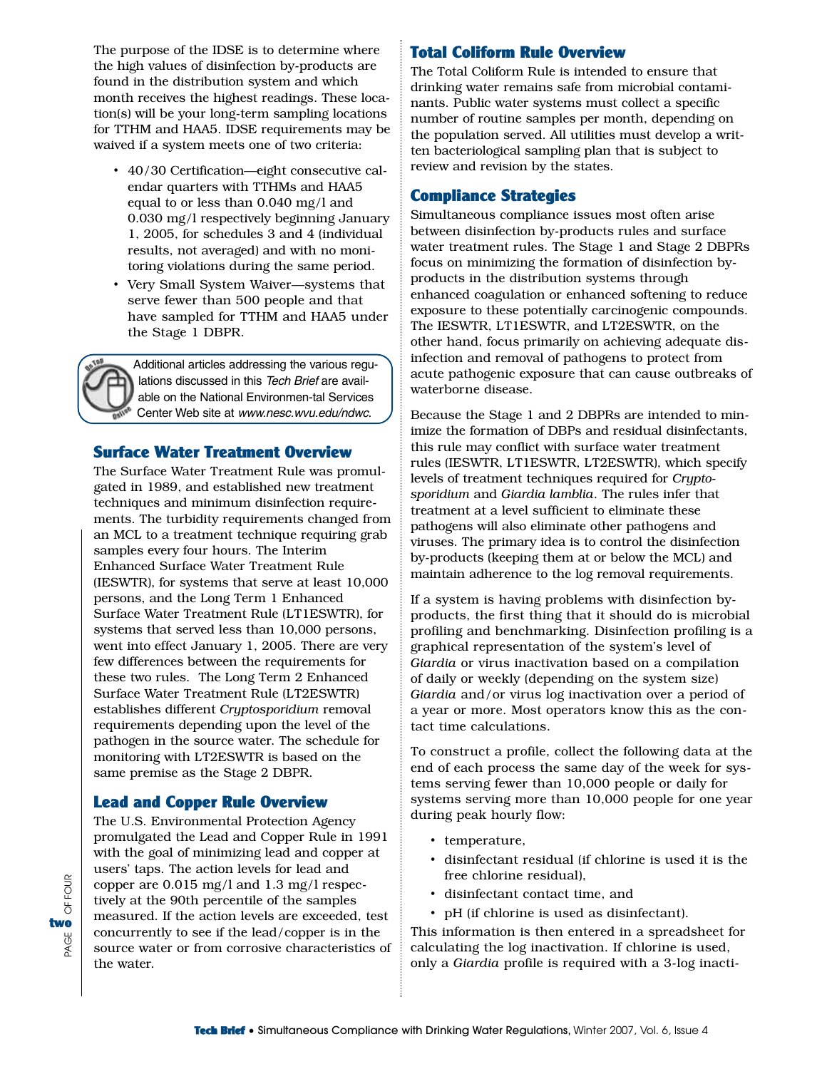The purpose of the IDSE is to determine where the high values of disinfection by-products are found in the distribution system and which month receives the highest readings. These location(s) will be your long-term sampling locations for TTHM and HAA5. IDSE requirements may be waived if a system meets one of two criteria:

- 40/30 Certification—eight consecutive calendar quarters with TTHMs and HAA5 equal to or less than 0.040 mg/l and 0.030 mg/l respectively beginning January 1, 2005, for schedules 3 and 4 (individual results, not averaged) and with no monitoring violations during the same period.
- Very Small System Waiver—systems that serve fewer than 500 people and that have sampled for TTHM and HAA5 under the Stage 1 DBPR.

Additional articles addressing the various regulations discussed in this *Tech Brief* are available on the National Environmen-tal Services Center Web site at *www.nesc.wvu.edu/ndwc*.

## Surface Water Treatment Overview

The Surface Water Treatment Rule was promulgated in 1989, and established new treatment techniques and minimum disinfection requirements. The turbidity requirements changed from an MCL to a treatment technique requiring grab samples every four hours. The Interim Enhanced Surface Water Treatment Rule (IESWTR), for systems that serve at least 10,000 persons, and the Long Term 1 Enhanced Surface Water Treatment Rule (LT1ESWTR), for systems that served less than 10,000 persons, went into effect January 1, 2005. There are very few differences between the requirements for these two rules. The Long Term 2 Enhanced Surface Water Treatment Rule (LT2ESWTR) establishes different *Cryptosporidium* removal requirements depending upon the level of the pathogen in the source water. The schedule for monitoring with LT2ESWTR is based on the same premise as the Stage 2 DBPR.

## Lead and Copper Rule Overview

The U.S. Environmental Protection Agency promulgated the Lead and Copper Rule in 1991 with the goal of minimizing lead and copper at users' taps. The action levels for lead and copper are 0.015 mg/l and 1.3 mg/l respectively at the 90th percentile of the samples measured. If the action levels are exceeded, test concurrently to see if the lead/copper is in the source water or from corrosive characteristics of the water.

## Total Coliform Rule Overview

The Total Coliform Rule is intended to ensure that drinking water remains safe from microbial contaminants. Public water systems must collect a specific number of routine samples per month, depending on the population served. All utilities must develop a written bacteriological sampling plan that is subject to review and revision by the states.

## Compliance Strategies

Simultaneous compliance issues most often arise between disinfection by-products rules and surface water treatment rules. The Stage 1 and Stage 2 DBPRs focus on minimizing the formation of disinfection by-products in the distribution systems through enhanced coagulation or enhanced softening to reduce exposure to these potentially carcinogenic compounds. The IESWTR, LT1ESWTR, and LT2ESWTR, on the other hand, focus primarily on achieving adequate disinfection and removal of pathogens to protect from acute pathogenic exposure that can cause outbreaks of waterborne disease.

Because the Stage 1 and 2 DBPRs are intended to minimize the formation of DBPs and residual disinfectants, this rule may conflict with surface water treatment rules (IESWTR, LT1ESWTR, LT2ESWTR), which specify levels of treatment techniques required for *Cryptosporidium* and *Giardia lamblia*. The rules infer that treatment at a level sufficient to eliminate these pathogens will also eliminate other pathogens and viruses. The primary idea is to control the disinfection by-products (keeping them at or below the MCL) and maintain adherence to the log removal requirements.

If a system is having problems with disinfection by-products, the first thing that it should do is microbial profiling and benchmarking. Disinfection profiling is a graphical representation of the system's level of *Giardia* or virus inactivation based on a compilation of daily or weekly (depending on the system size) *Giardia* and/or virus log inactivation over a period of a year or more. Most operators know this as the contact time calculations.

To construct a profile, collect the following data at the end of each process the same day of the week for systems serving fewer than 10,000 people or daily for systems serving more than 10,000 people for one year during peak hourly flow:

- temperature,
- disinfectant residual (if chlorine is used it is the free chlorine residual),
- disinfectant contact time, and
- pH (if chlorine is used as disinfectant).

This information is then entered in a spreadsheet for calculating the log inactivation. If chlorine is used, only a *Giardia* profile is required with a 3-log inacti-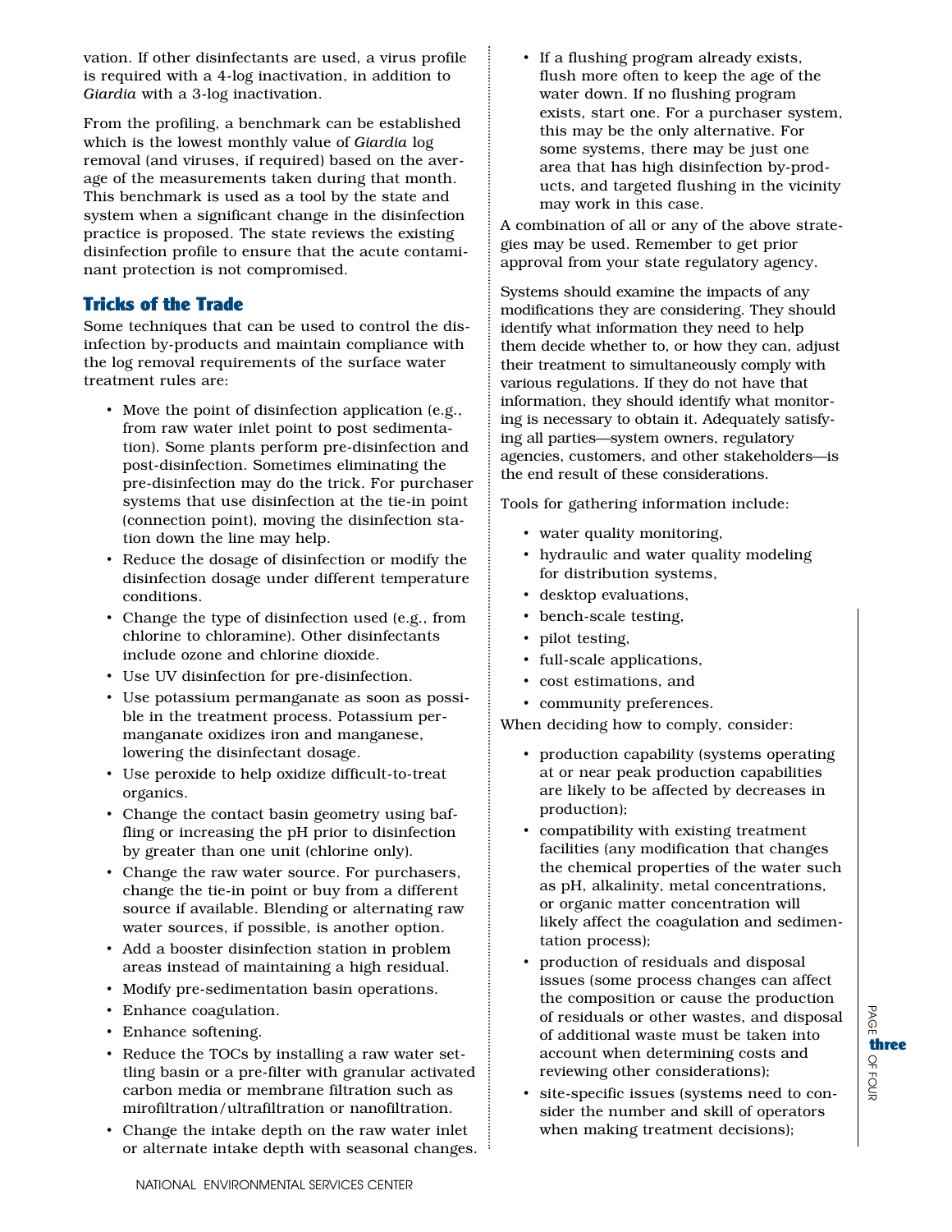vation. If other disinfectants are used, a virus profile is required with a 4-log inactivation, in addition to *Giardia* with a 3-log inactivation.

From the profiling, a benchmark can be established which is the lowest monthly value of *Giardia* log removal (and viruses, if required) based on the average of the measurements taken during that month. This benchmark is used as a tool by the state and system when a significant change in the disinfection practice is proposed. The state reviews the existing disinfection profile to ensure that the acute contaminant protection is not compromised.

## Tricks of the Trade

Some techniques that can be used to control the disinfection by-products and maintain compliance with the log removal requirements of the surface water treatment rules are:

- Move the point of disinfection application (e.g., from raw water inlet point to post sedimentation). Some plants perform pre-disinfection and post-disinfection. Sometimes eliminating the pre-disinfection may do the trick. For purchaser systems that use disinfection at the tie-in point (connection point), moving the disinfection station down the line may help.
- Reduce the dosage of disinfection or modify the disinfection dosage under different temperature conditions.
- Change the type of disinfection used (e.g., from chlorine to chloramine). Other disinfectants include ozone and chlorine dioxide.
- Use UV disinfection for pre-disinfection.
- Use potassium permanganate as soon as possible in the treatment process. Potassium permanganate oxidizes iron and manganese, lowering the disinfectant dosage.
- Use peroxide to help oxidize difficult-to-treat organics.
- Change the contact basin geometry using baffling or increasing the pH prior to disinfection by greater than one unit (chlorine only).
- Change the raw water source. For purchasers, change the tie-in point or buy from a different source if available. Blending or alternating raw water sources, if possible, is another option.
- Add a booster disinfection station in problem areas instead of maintaining a high residual.
- Modify pre-sedimentation basin operations.
- Enhance coagulation.
- Enhance softening.
- Reduce the TOCs by installing a raw water settling basin or a pre-filter with granular activated carbon media or membrane filtration such as mirofiltration/ultrafiltration or nanofiltration.
- Change the intake depth on the raw water inlet or alternate intake depth with seasonal changes.
- If a flushing program already exists, flush more often to keep the age of the water down. If no flushing program exists, start one. For a purchaser system, this may be the only alternative. For some systems, there may be just one area that has high disinfection by-products, and targeted flushing in the vicinity may work in this case.

A combination of all or any of the above strategies may be used. Remember to get prior approval from your state regulatory agency.

Systems should examine the impacts of any modifications they are considering. They should identify what information they need to help them decide whether to, or how they can, adjust their treatment to simultaneously comply with various regulations. If they do not have that information, they should identify what monitoring is necessary to obtain it. Adequately satisfying all parties—system owners, regulatory agencies, customers, and other stakeholders—is the end result of these considerations.

Tools for gathering information include:

- water quality monitoring,
- hydraulic and water quality modeling for distribution systems,
- desktop evaluations,
- bench-scale testing,
- pilot testing,
- full-scale applications,
- cost estimations, and
- community preferences.

When deciding how to comply, consider:

- production capability (systems operating at or near peak production capabilities are likely to be affected by decreases in production);
- compatibility with existing treatment facilities (any modification that changes the chemical properties of the water such as pH, alkalinity, metal concentrations, or organic matter concentration will likely affect the coagulation and sedimentation process);
- production of residuals and disposal issues (some process changes can affect the composition or cause the production of residuals or other wastes, and disposal of additional waste must be taken into account when determining costs and reviewing other considerations);
- site-specific issues (systems need to consider the number and skill of operators when making treatment decisions);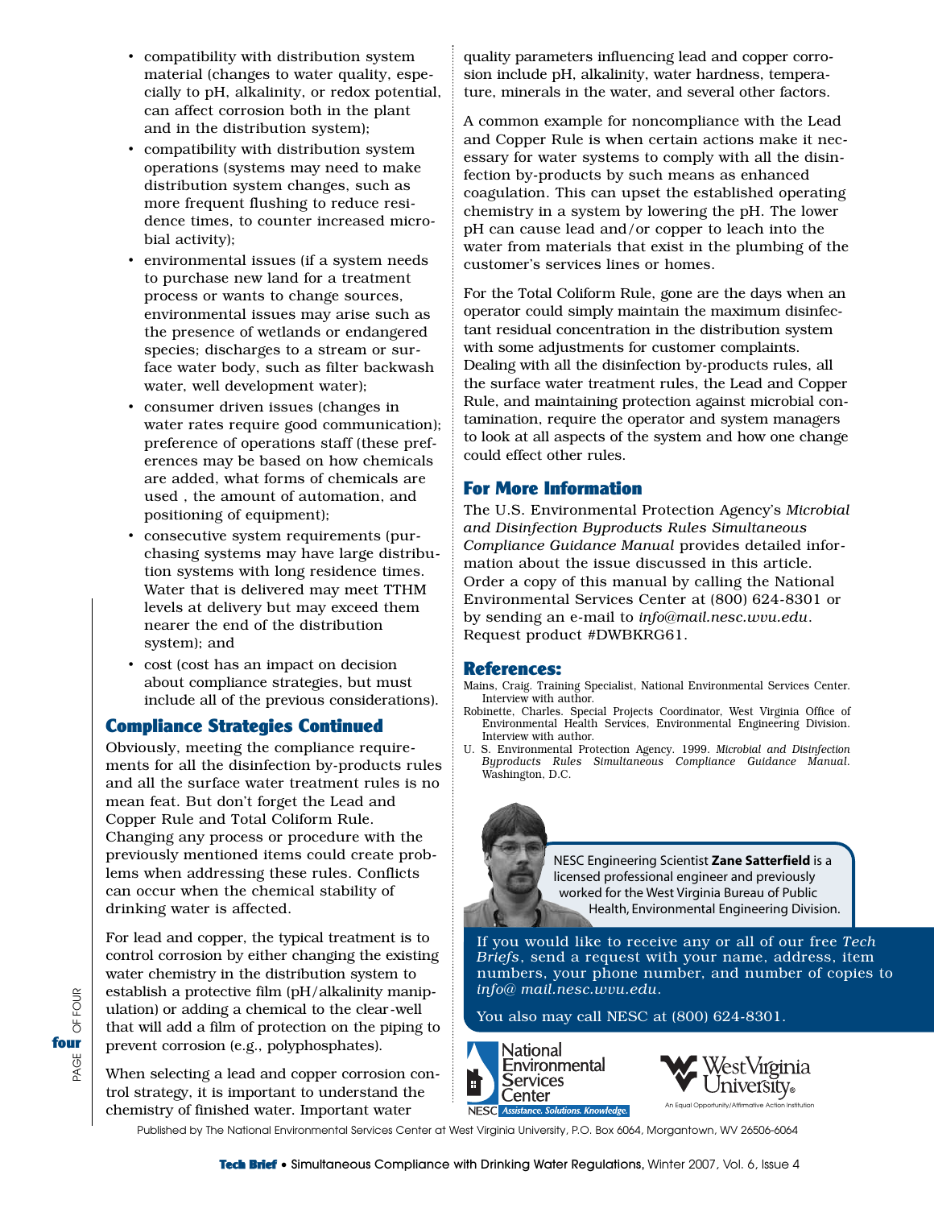- compatibility with distribution system material (changes to water quality, especially to pH, alkalinity, or redox potential, can affect corrosion both in the plant and in the distribution system);
- compatibility with distribution system operations (systems may need to make distribution system changes, such as more frequent flushing to reduce residence times, to counter increased microbial activity);
- environmental issues (if a system needs to purchase new land for a treatment process or wants to change sources, environmental issues may arise such as the presence of wetlands or endangered species; discharges to a stream or surface water body, such as filter backwash water, well development water);
- consumer driven issues (changes in water rates require good communication); preference of operations staff (these preferences may be based on how chemicals are added, what forms of chemicals are used , the amount of automation, and positioning of equipment);
- consecutive system requirements (purchasing systems may have large distribution systems with long residence times. Water that is delivered may meet TTHM levels at delivery but may exceed them nearer the end of the distribution system); and
- cost (cost has an impact on decision about compliance strategies, but must include all of the previous considerations).

## Compliance Strategies Continued

Obviously, meeting the compliance requirements for all the disinfection by-products rules and all the surface water treatment rules is no mean feat. But don't forget the Lead and Copper Rule and Total Coliform Rule. Changing any process or procedure with the previously mentioned items could create problems when addressing these rules. Conflicts can occur when the chemical stability of drinking water is affected.

For lead and copper, the typical treatment is to control corrosion by either changing the existing water chemistry in the distribution system to establish a protective film (pH/alkalinity manipulation) or adding a chemical to the clear-well that will add a film of protection on the piping to prevent corrosion (e.g., polyphosphates).

When selecting a lead and copper corrosion control strategy, it is important to understand the chemistry of finished water. Important water quality parameters influencing lead and copper corrosion include pH, alkalinity, water hardness, temperature, minerals in the water, and several other factors.

A common example for noncompliance with the Lead and Copper Rule is when certain actions make it necessary for water systems to comply with all the disinfection by-products by such means as enhanced coagulation. This can upset the established operating chemistry in a system by lowering the pH. The lower pH can cause lead and/or copper to leach into the water from materials that exist in the plumbing of the customer's services lines or homes.

For the Total Coliform Rule, gone are the days when an operator could simply maintain the maximum disinfectant residual concentration in the distribution system with some adjustments for customer complaints. Dealing with all the disinfection by-products rules, all the surface water treatment rules, the Lead and Copper Rule, and maintaining protection against microbial contamination, require the operator and system managers to look at all aspects of the system and how one change could effect other rules.

## For More Information

The U.S. Environmental Protection Agency's *Microbial and Disinfection Byproducts Rules Simultaneous Compliance Guidance Manual* provides detailed information about the issue discussed in this article. Order a copy of this manual by calling the National Environmental Services Center at (800) 624-8301 or by sending an e-mail to *info@mail.nesc.wvu.edu*. Request product #DWBKRG61.

## References:

Mains, Craig. Training Specialist, National Environmental Services Center. Interview with author.

Robinette, Charles. Special Projects Coordinator, West Virginia Office of Environmental Health Services, Environmental Engineering Division. Interview with author.

U. S. Environmental Protection Agency. 1999. *Microbial and Disinfection Byproducts Rules Simultaneous Compliance Guidance Manual*. Washington, D.C.

NESC Engineering Scientist **Zane Satterfield** is a licensed professional engineer and previously worked for the West Virginia Bureau of Public Health, Environmental Engineering Division.

If you would like to receive any or all of our free *Tech Briefs*, send a request with your name, address, item numbers, your phone number, and number of copies to *info@ mail.nesc.wvu.edu*.

You also may call NESC at (800) 624-8301.

National Environmental Services Center
NESC Assistance. Solutions. Knowledge.

West Virginia University. An Equal Opportunity/Affirmative Action Institution

Published by The National Environmental Services Center at West Virginia University, P.O. Box 6064, Morgantown, WV 26506-6064